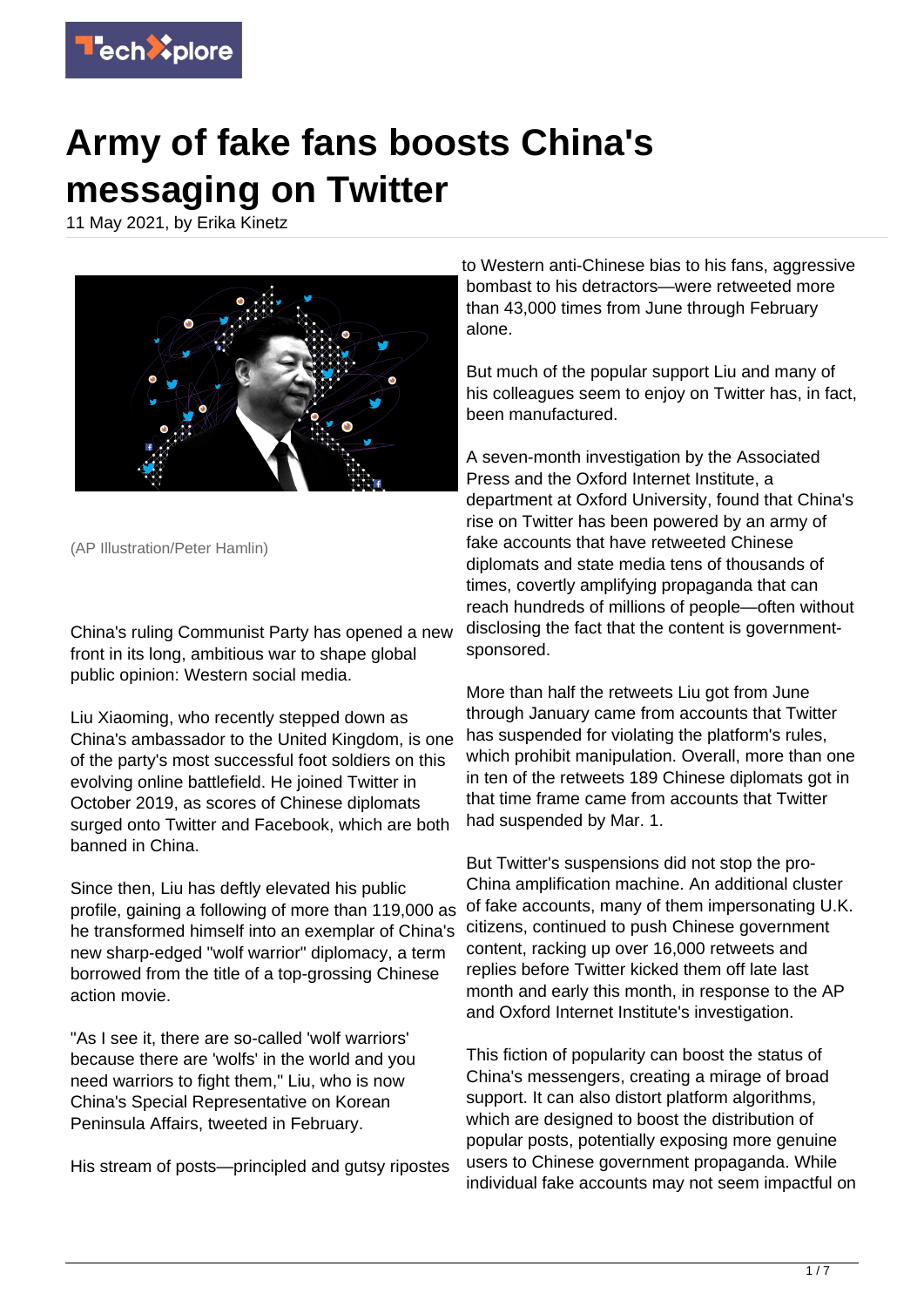# Army of fake fans boosts China's messaging on Twitter

11 May 2021, by Erika Kinetz

(AP Illustration/Peter Hamlin)

China's ruling Communist Party has opened a new front in its long, ambitious war to shape global public opinion: Western social media.

Liu Xiaoming, who recently stepped down as China's ambassador to the United Kingdom, is one of the party's most successful foot soldiers on this evolving online battlefield. He joined Twitter in October 2019, as scores of Chinese diplomats surged onto Twitter and Facebook, which are both banned in China.

Since then, Liu has deftly elevated his public profile, gaining a following of more than 119,000 as he transformed himself into an exemplar of China's new sharp-edged "wolf warrior" diplomacy, a term borrowed from the title of a top-grossing Chinese action movie.

"As I see it, there are so-called 'wolf warriors' because there are 'wolfs' in the world and you need warriors to fight them," Liu, who is now China's Special Representative on Korean Peninsula Affairs, tweeted in February.

His stream of posts—principled and gutsy ripostes to Western anti-Chinese bias to his fans, aggressive bombast to his detractors—were retweeted more than 43,000 times from June through February alone.

But much of the popular support Liu and many of his colleagues seem to enjoy on Twitter has, in fact, been manufactured.

A seven-month investigation by the Associated Press and the Oxford Internet Institute, a department at Oxford University, found that China's rise on Twitter has been powered by an army of fake accounts that have retweeted Chinese diplomats and state media tens of thousands of times, covertly amplifying propaganda that can reach hundreds of millions of people—often without disclosing the fact that the content is government-sponsored.

More than half the retweets Liu got from June through January came from accounts that Twitter has suspended for violating the platform's rules, which prohibit manipulation. Overall, more than one in ten of the retweets 189 Chinese diplomats got in that time frame came from accounts that Twitter had suspended by Mar. 1.

But Twitter's suspensions did not stop the pro-China amplification machine. An additional cluster of fake accounts, many of them impersonating U.K. citizens, continued to push Chinese government content, racking up over 16,000 retweets and replies before Twitter kicked them off late last month and early this month, in response to the AP and Oxford Internet Institute's investigation.

This fiction of popularity can boost the status of China's messengers, creating a mirage of broad support. It can also distort platform algorithms, which are designed to boost the distribution of popular posts, potentially exposing more genuine users to Chinese government propaganda. While individual fake accounts may not seem impactful on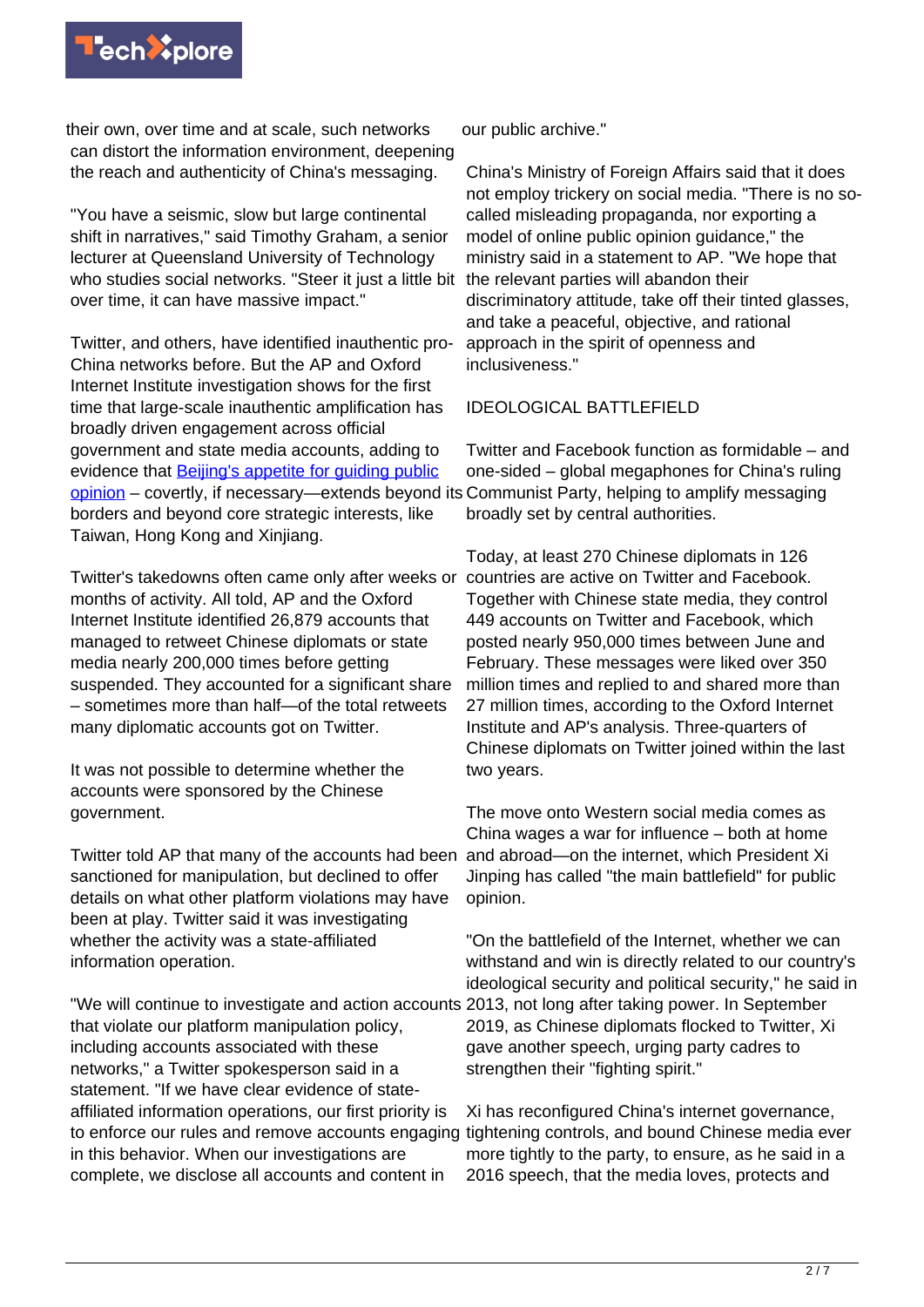their own, over time and at scale, such networks can distort the information environment, deepening the reach and authenticity of China's messaging.

"You have a seismic, slow but large continental shift in narratives," said Timothy Graham, a senior lecturer at Queensland University of Technology who studies social networks. "Steer it just a little bit over time, it can have massive impact."

Twitter, and others, have identified inauthentic pro-China networks before. But the AP and Oxford Internet Institute investigation shows for the first time that large-scale inauthentic amplification has broadly driven engagement across official government and state media accounts, adding to evidence that [Beijing's appetite for guiding public opinion] – covertly, if necessary—extends beyond its borders and beyond core strategic interests, like Taiwan, Hong Kong and Xinjiang.

Twitter's takedowns often came only after weeks or months of activity. All told, AP and the Oxford Internet Institute identified 26,879 accounts that managed to retweet Chinese diplomats or state media nearly 200,000 times before getting suspended. They accounted for a significant share – sometimes more than half—of the total retweets many diplomatic accounts got on Twitter.

It was not possible to determine whether the accounts were sponsored by the Chinese government.

Twitter told AP that many of the accounts had been sanctioned for manipulation, but declined to offer details on what other platform violations may have been at play. Twitter said it was investigating whether the activity was a state-affiliated information operation.

"We will continue to investigate and action accounts that violate our platform manipulation policy, including accounts associated with these networks," a Twitter spokesperson said in a statement. "If we have clear evidence of state-affiliated information operations, our first priority is to enforce our rules and remove accounts engaging in this behavior. When our investigations are complete, we disclose all accounts and content in our public archive."

China's Ministry of Foreign Affairs said that it does not employ trickery on social media. "There is no so-called misleading propaganda, nor exporting a model of online public opinion guidance," the ministry said in a statement to AP. "We hope that the relevant parties will abandon their discriminatory attitude, take off their tinted glasses, and take a peaceful, objective, and rational approach in the spirit of openness and inclusiveness."

## IDEOLOGICAL BATTLEFIELD

Twitter and Facebook function as formidable – and one-sided – global megaphones for China's ruling Communist Party, helping to amplify messaging broadly set by central authorities.

Today, at least 270 Chinese diplomats in 126 countries are active on Twitter and Facebook. Together with Chinese state media, they control 449 accounts on Twitter and Facebook, which posted nearly 950,000 times between June and February. These messages were liked over 350 million times and replied to and shared more than 27 million times, according to the Oxford Internet Institute and AP's analysis. Three-quarters of Chinese diplomats on Twitter joined within the last two years.

The move onto Western social media comes as China wages a war for influence – both at home and abroad—on the internet, which President Xi Jinping has called "the main battlefield" for public opinion.

"On the battlefield of the Internet, whether we can withstand and win is directly related to our country's ideological security and political security," he said in 2013, not long after taking power. In September 2019, as Chinese diplomats flocked to Twitter, Xi gave another speech, urging party cadres to strengthen their "fighting spirit."

Xi has reconfigured China's internet governance, tightening controls, and bound Chinese media ever more tightly to the party, to ensure, as he said in a 2016 speech, that the media loves, protects and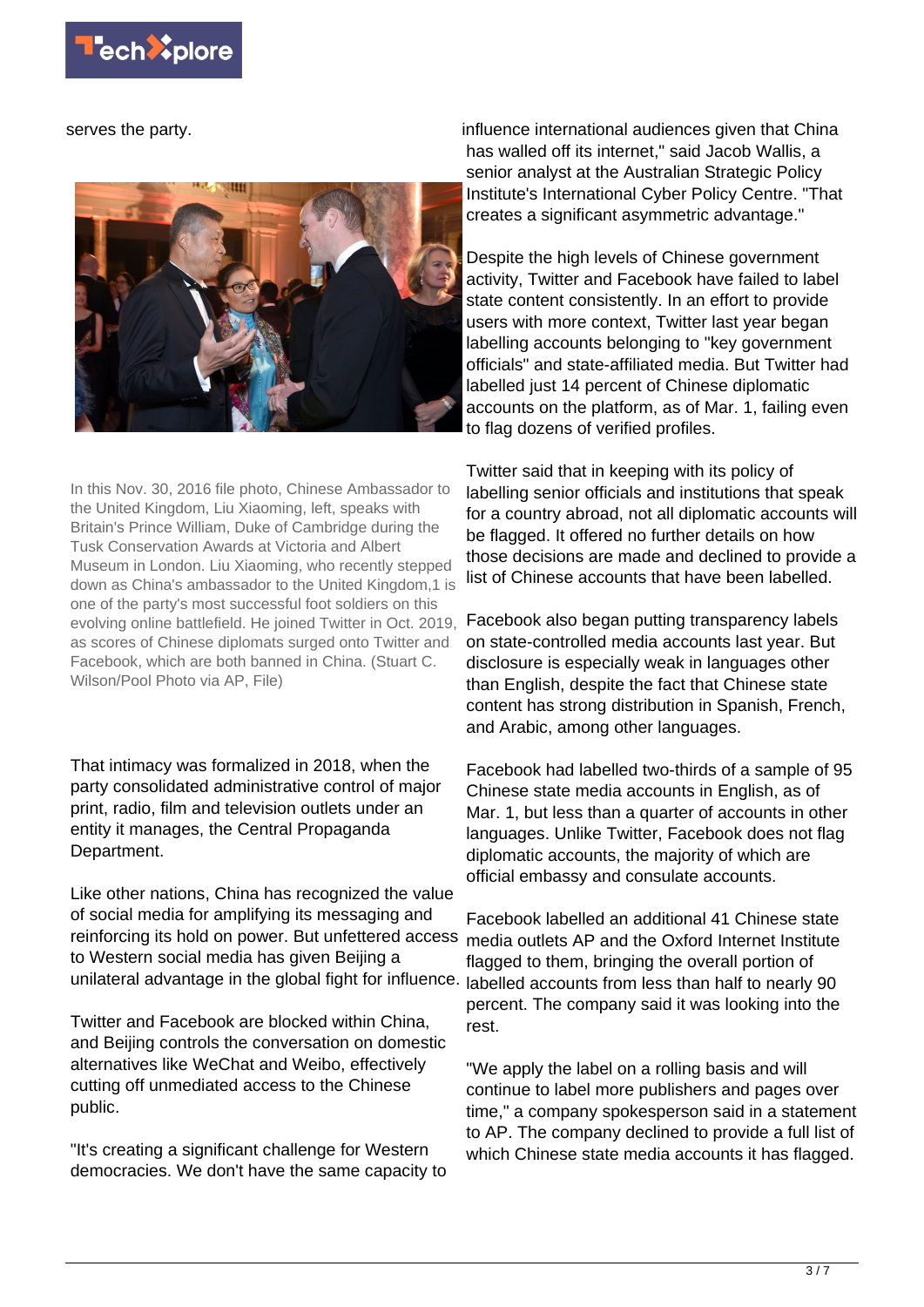serves the party.

In this Nov. 30, 2016 file photo, Chinese Ambassador to the United Kingdom, Liu Xiaoming, left, speaks with Britain's Prince William, Duke of Cambridge during the Tusk Conservation Awards at Victoria and Albert Museum in London. Liu Xiaoming, who recently stepped down as China's ambassador to the United Kingdom,1 is one of the party's most successful foot soldiers on this evolving online battlefield. He joined Twitter in Oct. 2019, as scores of Chinese diplomats surged onto Twitter and Facebook, which are both banned in China. (Stuart C. Wilson/Pool Photo via AP, File)

That intimacy was formalized in 2018, when the party consolidated administrative control of major print, radio, film and television outlets under an entity it manages, the Central Propaganda Department.

Like other nations, China has recognized the value of social media for amplifying its messaging and reinforcing its hold on power. But unfettered access to Western social media has given Beijing a unilateral advantage in the global fight for influence.

Twitter and Facebook are blocked within China, and Beijing controls the conversation on domestic alternatives like WeChat and Weibo, effectively cutting off unmediated access to the Chinese public.

"It's creating a significant challenge for Western democracies. We don't have the same capacity to influence international audiences given that China has walled off its internet," said Jacob Wallis, a senior analyst at the Australian Strategic Policy Institute's International Cyber Policy Centre. "That creates a significant asymmetric advantage."

Despite the high levels of Chinese government activity, Twitter and Facebook have failed to label state content consistently. In an effort to provide users with more context, Twitter last year began labelling accounts belonging to "key government officials" and state-affiliated media. But Twitter had labelled just 14 percent of Chinese diplomatic accounts on the platform, as of Mar. 1, failing even to flag dozens of verified profiles.

Twitter said that in keeping with its policy of labelling senior officials and institutions that speak for a country abroad, not all diplomatic accounts will be flagged. It offered no further details on how those decisions are made and declined to provide a list of Chinese accounts that have been labelled.

Facebook also began putting transparency labels on state-controlled media accounts last year. But disclosure is especially weak in languages other than English, despite the fact that Chinese state content has strong distribution in Spanish, French, and Arabic, among other languages.

Facebook had labelled two-thirds of a sample of 95 Chinese state media accounts in English, as of Mar. 1, but less than a quarter of accounts in other languages. Unlike Twitter, Facebook does not flag diplomatic accounts, the majority of which are official embassy and consulate accounts.

Facebook labelled an additional 41 Chinese state media outlets AP and the Oxford Internet Institute flagged to them, bringing the overall portion of labelled accounts from less than half to nearly 90 percent. The company said it was looking into the rest.

"We apply the label on a rolling basis and will continue to label more publishers and pages over time," a company spokesperson said in a statement to AP. The company declined to provide a full list of which Chinese state media accounts it has flagged.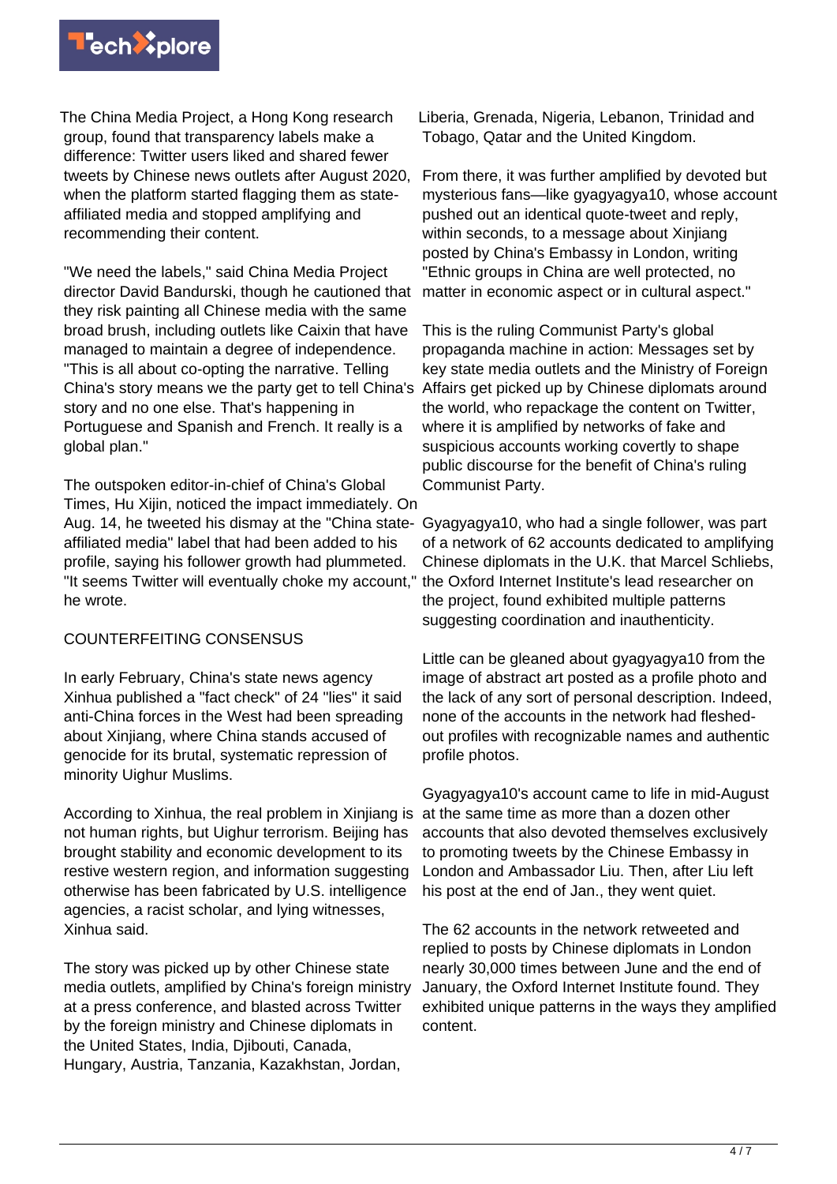The China Media Project, a Hong Kong research group, found that transparency labels make a difference: Twitter users liked and shared fewer tweets by Chinese news outlets after August 2020, when the platform started flagging them as state-affiliated media and stopped amplifying and recommending their content.

"We need the labels," said China Media Project director David Bandurski, though he cautioned that they risk painting all Chinese media with the same broad brush, including outlets like Caixin that have managed to maintain a degree of independence. "This is all about co-opting the narrative. Telling China's story means we the party get to tell China's story and no one else. That's happening in Portuguese and Spanish and French. It really is a global plan."

The outspoken editor-in-chief of China's Global Times, Hu Xijin, noticed the impact immediately. On Aug. 14, he tweeted his dismay at the "China state-affiliated media" label that had been added to his profile, saying his follower growth had plummeted. "It seems Twitter will eventually choke my account," he wrote.

## COUNTERFEITING CONSENSUS

In early February, China's state news agency Xinhua published a "fact check" of 24 "lies" it said anti-China forces in the West had been spreading about Xinjiang, where China stands accused of genocide for its brutal, systematic repression of minority Uighur Muslims.

According to Xinhua, the real problem in Xinjiang is not human rights, but Uighur terrorism. Beijing has brought stability and economic development to its restive western region, and information suggesting otherwise has been fabricated by U.S. intelligence agencies, a racist scholar, and lying witnesses, Xinhua said.

The story was picked up by other Chinese state media outlets, amplified by China's foreign ministry at a press conference, and blasted across Twitter by the foreign ministry and Chinese diplomats in the United States, India, Djibouti, Canada, Hungary, Austria, Tanzania, Kazakhstan, Jordan, Liberia, Grenada, Nigeria, Lebanon, Trinidad and Tobago, Qatar and the United Kingdom.

From there, it was further amplified by devoted but mysterious fans—like gyagyagya10, whose account pushed out an identical quote-tweet and reply, within seconds, to a message about Xinjiang posted by China's Embassy in London, writing "Ethnic groups in China are well protected, no matter in economic aspect or in cultural aspect."

This is the ruling Communist Party's global propaganda machine in action: Messages set by key state media outlets and the Ministry of Foreign Affairs get picked up by Chinese diplomats around the world, who repackage the content on Twitter, where it is amplified by networks of fake and suspicious accounts working covertly to shape public discourse for the benefit of China's ruling Communist Party.

Gyagyagya10, who had a single follower, was part of a network of 62 accounts dedicated to amplifying Chinese diplomats in the U.K. that Marcel Schliebs, the Oxford Internet Institute's lead researcher on the project, found exhibited multiple patterns suggesting coordination and inauthenticity.

Little can be gleaned about gyagyagya10 from the image of abstract art posted as a profile photo and the lack of any sort of personal description. Indeed, none of the accounts in the network had fleshed-out profiles with recognizable names and authentic profile photos.

Gyagyagya10's account came to life in mid-August at the same time as more than a dozen other accounts that also devoted themselves exclusively to promoting tweets by the Chinese Embassy in London and Ambassador Liu. Then, after Liu left his post at the end of Jan., they went quiet.

The 62 accounts in the network retweeted and replied to posts by Chinese diplomats in London nearly 30,000 times between June and the end of January, the Oxford Internet Institute found. They exhibited unique patterns in the ways they amplified content.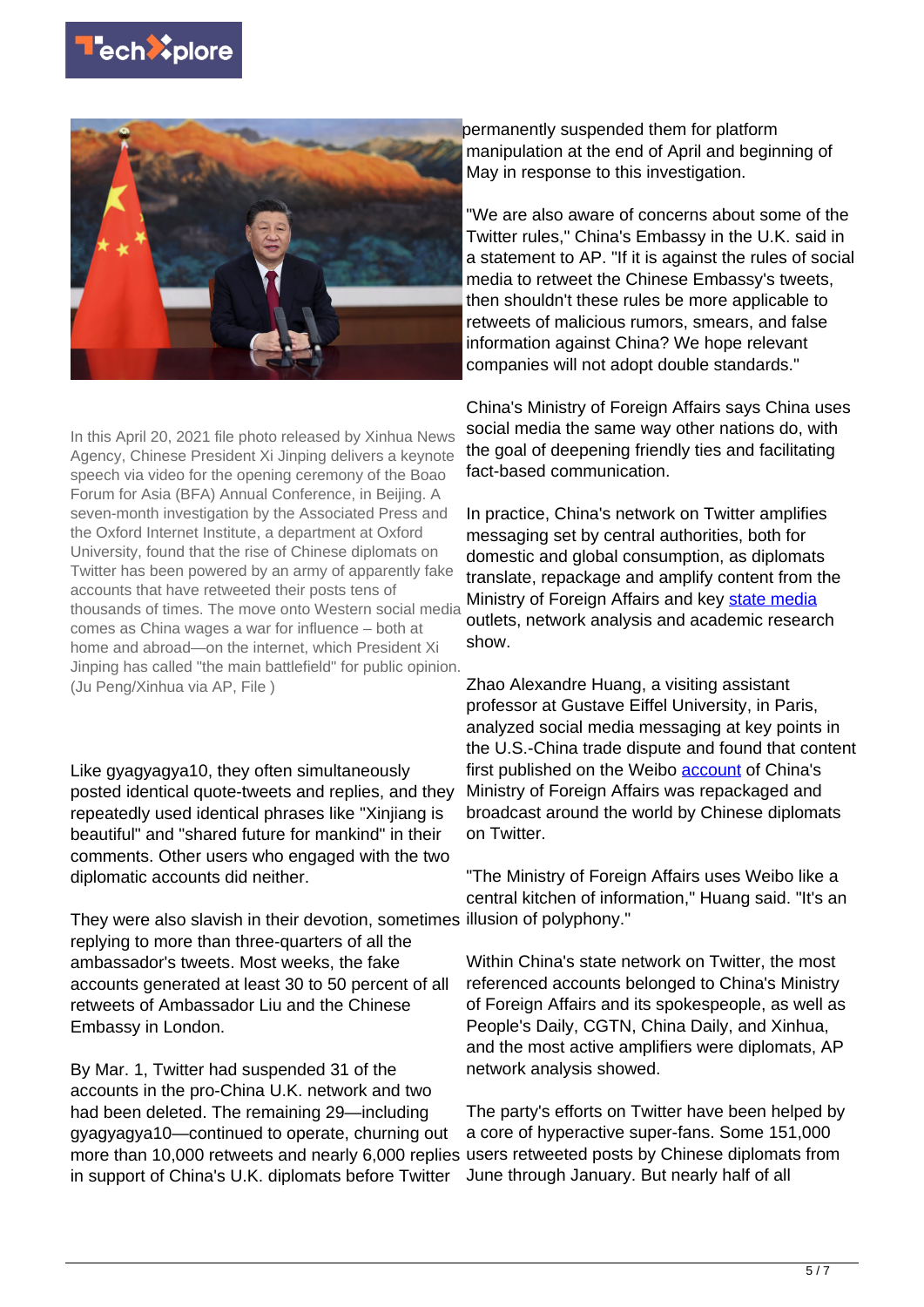In this April 20, 2021 file photo released by Xinhua News Agency, Chinese President Xi Jinping delivers a keynote speech via video for the opening ceremony of the Boao Forum for Asia (BFA) Annual Conference, in Beijing. A seven-month investigation by the Associated Press and the Oxford Internet Institute, a department at Oxford University, found that the rise of Chinese diplomats on Twitter has been powered by an army of apparently fake accounts that have retweeted their posts tens of thousands of times. The move onto Western social media comes as China wages a war for influence – both at home and abroad—on the internet, which President Xi Jinping has called "the main battlefield" for public opinion. (Ju Peng/Xinhua via AP, File )

Like gyagyagya10, they often simultaneously posted identical quote-tweets and replies, and they repeatedly used identical phrases like "Xinjiang is beautiful" and "shared future for mankind" in their comments. Other users who engaged with the two diplomatic accounts did neither.

They were also slavish in their devotion, sometimes replying to more than three-quarters of all the ambassador's tweets. Most weeks, the fake accounts generated at least 30 to 50 percent of all retweets of Ambassador Liu and the Chinese Embassy in London.

By Mar. 1, Twitter had suspended 31 of the accounts in the pro-China U.K. network and two had been deleted. The remaining 29—including gyagyagya10—continued to operate, churning out more than 10,000 retweets and nearly 6,000 replies in support of China's U.K. diplomats before Twitter permanently suspended them for platform manipulation at the end of April and beginning of May in response to this investigation.

"We are also aware of concerns about some of the Twitter rules," China's Embassy in the U.K. said in a statement to AP. "If it is against the rules of social media to retweet the Chinese Embassy's tweets, then shouldn't these rules be more applicable to retweets of malicious rumors, smears, and false information against China? We hope relevant companies will not adopt double standards."

China's Ministry of Foreign Affairs says China uses social media the same way other nations do, with the goal of deepening friendly ties and facilitating fact-based communication.

In practice, China's network on Twitter amplifies messaging set by central authorities, both for domestic and global consumption, as diplomats translate, repackage and amplify content from the Ministry of Foreign Affairs and key state media outlets, network analysis and academic research show.

Zhao Alexandre Huang, a visiting assistant professor at Gustave Eiffel University, in Paris, analyzed social media messaging at key points in the U.S.-China trade dispute and found that content first published on the Weibo account of China's Ministry of Foreign Affairs was repackaged and broadcast around the world by Chinese diplomats on Twitter.

"The Ministry of Foreign Affairs uses Weibo like a central kitchen of information," Huang said. "It's an illusion of polyphony."

Within China's state network on Twitter, the most referenced accounts belonged to China's Ministry of Foreign Affairs and its spokespeople, as well as People's Daily, CGTN, China Daily, and Xinhua, and the most active amplifiers were diplomats, AP network analysis showed.

The party's efforts on Twitter have been helped by a core of hyperactive super-fans. Some 151,000 users retweeted posts by Chinese diplomats from June through January. But nearly half of all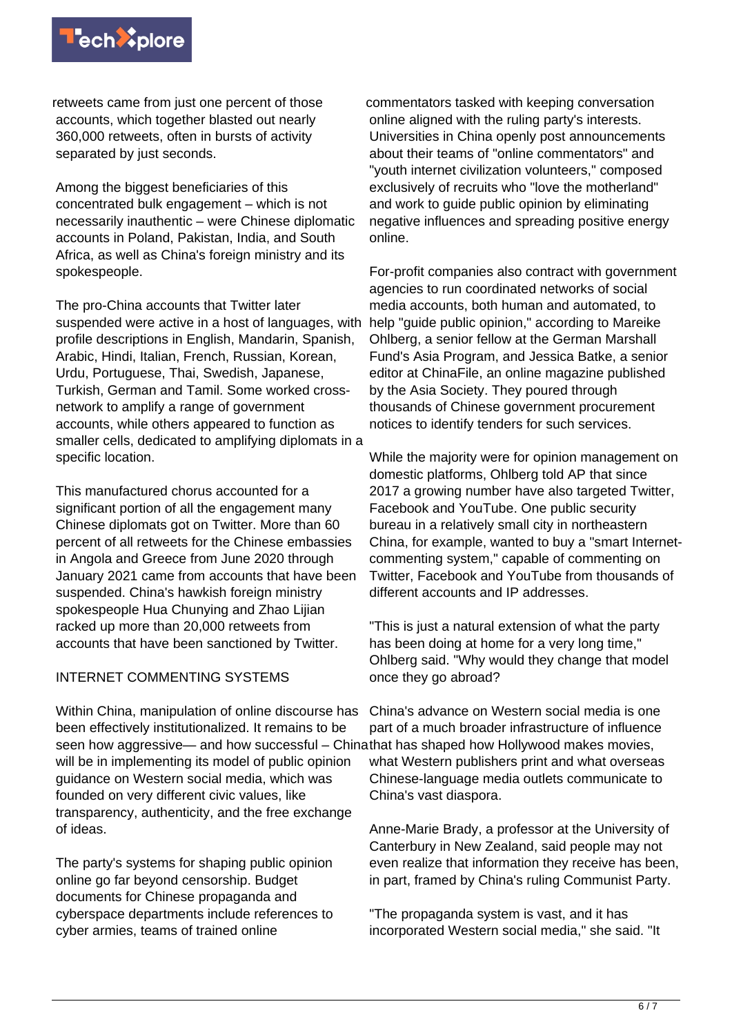retweets came from just one percent of those accounts, which together blasted out nearly 360,000 retweets, often in bursts of activity separated by just seconds.

Among the biggest beneficiaries of this concentrated bulk engagement – which is not necessarily inauthentic – were Chinese diplomatic accounts in Poland, Pakistan, India, and South Africa, as well as China's foreign ministry and its spokespeople.

The pro-China accounts that Twitter later suspended were active in a host of languages, with profile descriptions in English, Mandarin, Spanish, Arabic, Hindi, Italian, French, Russian, Korean, Urdu, Portuguese, Thai, Swedish, Japanese, Turkish, German and Tamil. Some worked cross-network to amplify a range of government accounts, while others appeared to function as smaller cells, dedicated to amplifying diplomats in a specific location.

This manufactured chorus accounted for a significant portion of all the engagement many Chinese diplomats got on Twitter. More than 60 percent of all retweets for the Chinese embassies in Angola and Greece from June 2020 through January 2021 came from accounts that have been suspended. China's hawkish foreign ministry spokespeople Hua Chunying and Zhao Lijian racked up more than 20,000 retweets from accounts that have been sanctioned by Twitter.

## INTERNET COMMENTING SYSTEMS

Within China, manipulation of online discourse has been effectively institutionalized. It remains to be seen how aggressive— and how successful – China will be in implementing its model of public opinion guidance on Western social media, which was founded on very different civic values, like transparency, authenticity, and the free exchange of ideas.

The party's systems for shaping public opinion online go far beyond censorship. Budget documents for Chinese propaganda and cyberspace departments include references to cyber armies, teams of trained online commentators tasked with keeping conversation online aligned with the ruling party's interests. Universities in China openly post announcements about their teams of "online commentators" and "youth internet civilization volunteers," composed exclusively of recruits who "love the motherland" and work to guide public opinion by eliminating negative influences and spreading positive energy online.

For-profit companies also contract with government agencies to run coordinated networks of social media accounts, both human and automated, to help "guide public opinion," according to Mareike Ohlberg, a senior fellow at the German Marshall Fund's Asia Program, and Jessica Batke, a senior editor at ChinaFile, an online magazine published by the Asia Society. They poured through thousands of Chinese government procurement notices to identify tenders for such services.

While the majority were for opinion management on domestic platforms, Ohlberg told AP that since 2017 a growing number have also targeted Twitter, Facebook and YouTube. One public security bureau in a relatively small city in northeastern China, for example, wanted to buy a "smart Internet-commenting system," capable of commenting on Twitter, Facebook and YouTube from thousands of different accounts and IP addresses.

"This is just a natural extension of what the party has been doing at home for a very long time," Ohlberg said. "Why would they change that model once they go abroad?

China's advance on Western social media is one part of a much broader infrastructure of influence that has shaped how Hollywood makes movies, what Western publishers print and what overseas Chinese-language media outlets communicate to China's vast diaspora.

Anne-Marie Brady, a professor at the University of Canterbury in New Zealand, said people may not even realize that information they receive has been, in part, framed by China's ruling Communist Party.

"The propaganda system is vast, and it has incorporated Western social media," she said. "It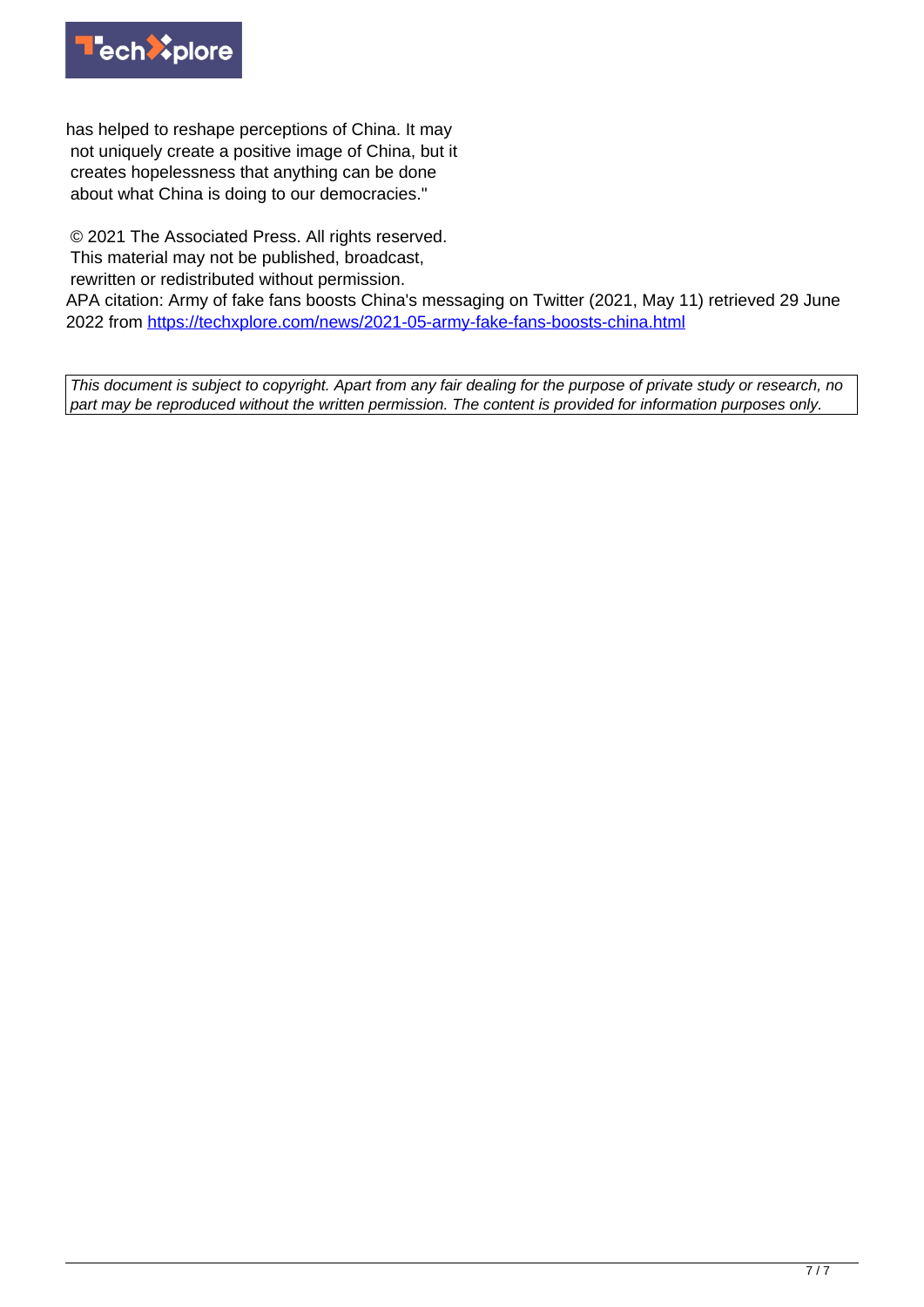has helped to reshape perceptions of China. It may not uniquely create a positive image of China, but it creates hopelessness that anything can be done about what China is doing to our democracies."

© 2021 The Associated Press. All rights reserved. This material may not be published, broadcast, rewritten or redistributed without permission.

APA citation: Army of fake fans boosts China's messaging on Twitter (2021, May 11) retrieved 29 June 2022 from https://techxplore.com/news/2021-05-army-fake-fans-boosts-china.html

*This document is subject to copyright. Apart from any fair dealing for the purpose of private study or research, no part may be reproduced without the written permission. The content is provided for information purposes only.*